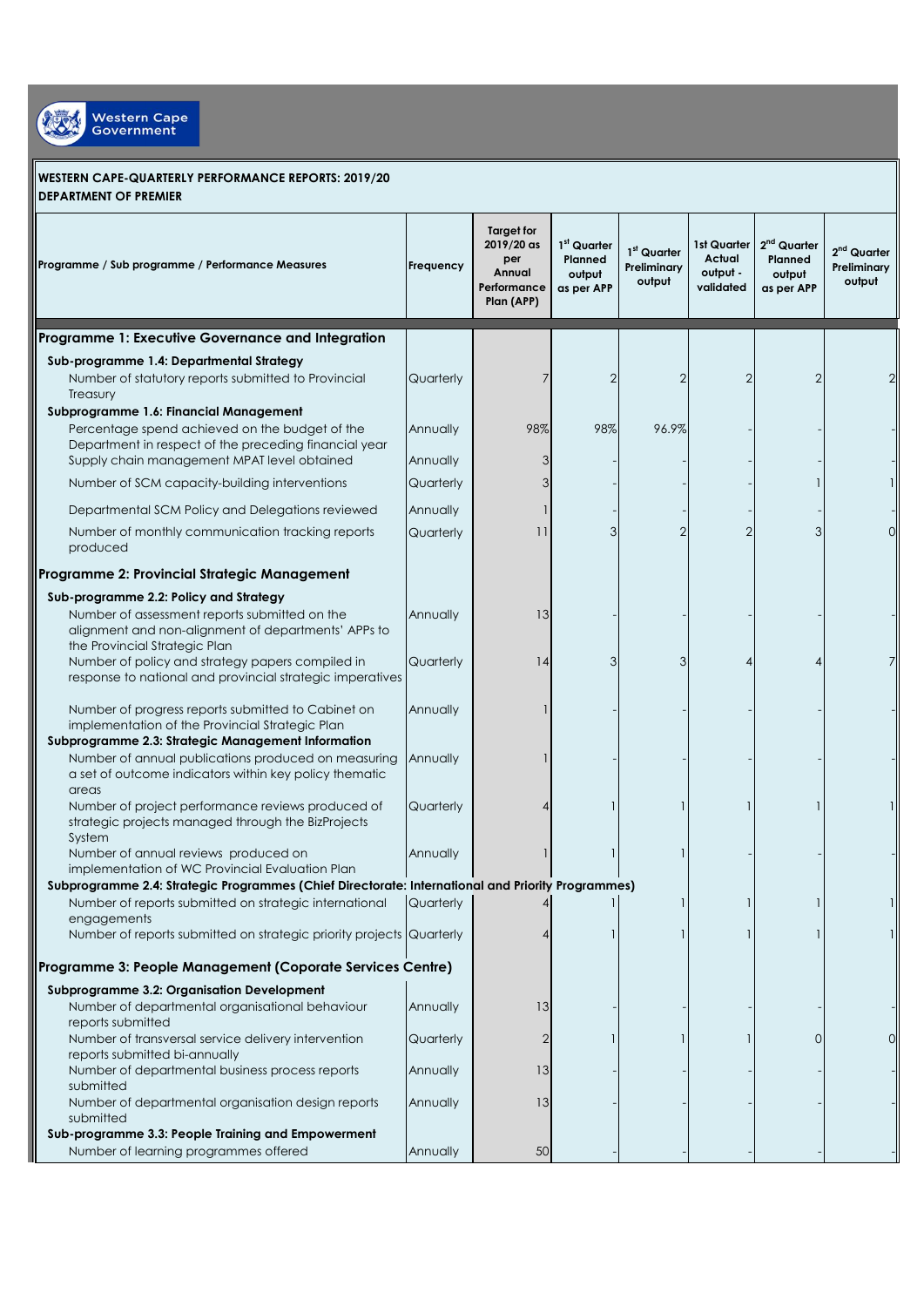Western Cape Government

**WESTERN CAPE-QUARTERLY PERFORMANCE REPORTS: 2019/20**
**DEPARTMENT OF PREMIER**

| Programme / Sub programme / Performance Measures | Frequency | Target for 2019/20 as per Annual Performance Plan (APP) | 1st Quarter Planned output as per APP | 1st Quarter Preliminary output | 1st Quarter Actual output - validated | 2nd Quarter Planned output as per APP | 2nd Quarter Preliminary output |
|---|---|---|---|---|---|---|---|
| **Programme 1: Executive Governance and Integration** | | | | | | | |
| **Sub-programme 1.4: Departmental Strategy** | | | | | | | |
| Number of statutory reports submitted to Provincial Treasury | Quarterly | 7 | 2 | 2 | 2 | 2 | 2 |
| **Subprogramme 1.6: Financial Management** | | | | | | | |
| Percentage spend achieved on the budget of the Department in respect of the preceding financial year | Annually | 98% | 98% | 96.9% | - | - | - |
| Supply chain management MPAT level obtained | Annually | 3 | - | - | - | - | - |
| Number of SCM capacity-building interventions | Quarterly | 3 | - | - | - | 1 | 1 |
| Departmental SCM Policy and Delegations reviewed | Annually | 1 | - | - | - | - | - |
| Number of monthly communication tracking reports produced | Quarterly | 11 | 3 | 2 | 2 | 3 | 0 |
| **Programme 2: Provincial Strategic Management** | | | | | | | |
| **Sub-programme 2.2: Policy and Strategy** | | | | | | | |
| Number of assessment reports submitted on the alignment and non-alignment of departments' APPs to the Provincial Strategic Plan | Annually | 13 | - | - | - | - | - |
| Number of policy and strategy papers compiled in response to national and provincial strategic imperatives | Quarterly | 14 | 3 | 3 | 4 | 4 | 7 |
| Number of progress reports submitted to Cabinet on implementation of the Provincial Strategic Plan | Annually | 1 | - | - | - | - | - |
| **Subprogramme 2.3: Strategic Management Information** | | | | | | | |
| Number of annual publications produced on measuring a set of outcome indicators within key policy thematic areas | Annually | 1 | - | - | - | - | - |
| Number of project performance reviews produced of strategic projects managed through the BizProjects System | Quarterly | 4 | 1 | 1 | 1 | 1 | 1 |
| Number of annual reviews produced on implementation of WC Provincial Evaluation Plan | Annually | 1 | 1 | 1 | - | - | - |
| **Subprogramme 2.4: Strategic Programmes (Chief Directorate: International and Priority Programmes)** | | | | | | | |
| Number of reports submitted on strategic international engagements | Quarterly | 4 | 1 | 1 | 1 | 1 | 1 |
| Number of reports submitted on strategic priority projects | Quarterly | 4 | 1 | 1 | 1 | 1 | 1 |
| **Programme 3: People Management (Coporate Services Centre)** | | | | | | | |
| **Subprogramme 3.2: Organisation Development** | | | | | | | |
| Number of departmental organisational behaviour reports submitted | Annually | 13 | - | - | - | - | - |
| Number of transversal service delivery intervention reports submitted bi-annually | Quarterly | 2 | 1 | 1 | 1 | 0 | 0 |
| Number of departmental business process reports submitted | Annually | 13 | - | - | - | - | - |
| Number of departmental organisation design reports submitted | Annually | 13 | - | - | - | - | - |
| **Sub-programme 3.3: People Training and Empowerment** | | | | | | | |
| Number of learning programmes offered | Annually | 50 | - | - | - | - | - |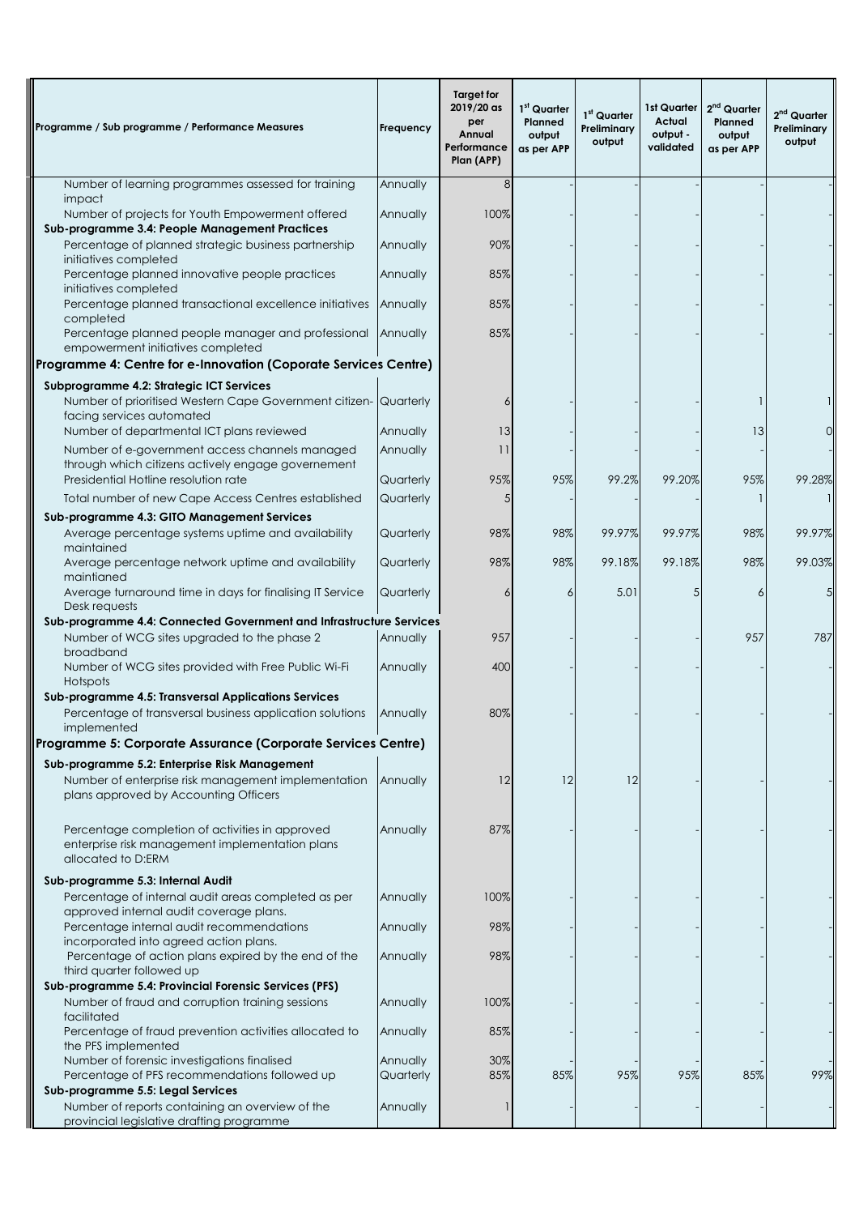| Programme / Sub programme / Performance Measures | Frequency | Target for 2019/20 as per Annual Performance Plan (APP) | 1st Quarter Planned output as per APP | 1st Quarter Preliminary output | 1st Quarter Actual output - validated | 2nd Quarter Planned output as per APP | 2nd Quarter Preliminary output |
|---|---|---|---|---|---|---|---|
| Number of learning programmes assessed for training impact | Annually | 8 | - | - | - | - | - |
| Number of projects for Youth Empowerment offered | Annually | 100% | - | - | - | - | - |
| **Sub-programme 3.4: People Management Practices** | | | | | | | |
| Percentage of planned strategic business partnership initiatives completed | Annually | 90% | - | - | - | - | - |
| Percentage planned innovative people practices initiatives completed | Annually | 85% | - | - | - | - | - |
| Percentage planned transactional excellence initiatives completed | Annually | 85% | - | - | - | - | - |
| Percentage planned people manager and professional empowerment initiatives completed | Annually | 85% | - | - | - | - | - |
| **Programme 4: Centre for e-Innovation (Coporate Services Centre)** | | | | | | | |
| **Subprogramme 4.2: Strategic ICT Services** | | | | | | | |
| Number of prioritised Western Cape Government citizen-facing services automated | Quarterly | 6 | - | - | - | 1 | 1 |
| Number of departmental ICT plans reviewed | Annually | 13 | - | - | - | 13 | 0 |
| Number of e-government access channels managed through which citizens actively engage governement | Annually | 11 | - | - | - | - | - |
| Presidential Hotline resolution rate | Quarterly | 95% | 95% | 99.2% | 99.20% | 95% | 99.28% |
| Total number of new Cape Access Centres established | Quarterly | 5 | - | - | - | 1 | 1 |
| **Sub-programme 4.3: GITO Management Services** | | | | | | | |
| Average percentage systems uptime and availability maintained | Quarterly | 98% | 98% | 99.97% | 99.97% | 98% | 99.97% |
| Average percentage network uptime and availability maintianed | Quarterly | 98% | 98% | 99.18% | 99.18% | 98% | 99.03% |
| Average turnaround time in days for finalising IT Service Desk requests | Quarterly | 6 | 6 | 5.01 | 5 | 6 | 5 |
| **Sub-programme 4.4: Connected Government and Infrastructure Services** | | | | | | | |
| Number of WCG sites upgraded to the phase 2 broadband | Annually | 957 | - | - | - | 957 | 787 |
| Number of WCG sites provided with Free Public Wi-Fi Hotspots | Annually | 400 | - | - | - | - | - |
| **Sub-programme 4.5: Transversal Applications Services** | | | | | | | |
| Percentage of transversal business application solutions implemented | Annually | 80% | - | - | - | - | - |
| **Programme 5: Corporate Assurance (Corporate Services Centre)** | | | | | | | |
| **Sub-programme 5.2: Enterprise Risk Management** | | | | | | | |
| Number of enterprise risk management implementation plans approved by Accounting Officers | Annually | 12 | 12 | 12 | - | - | - |
| Percentage completion of activities in approved enterprise risk management implementation plans allocated to D:ERM | Annually | 87% | - | - | - | - | - |
| **Sub-programme 5.3: Internal Audit** | | | | | | | |
| Percentage of internal audit areas completed as per approved internal audit coverage plans. | Annually | 100% | - | - | - | - | - |
| Percentage internal audit recommendations incorporated into agreed action plans. | Annually | 98% | - | - | - | - | - |
| Percentage of action plans expired by the end of the third quarter followed up | Annually | 98% | - | - | - | - | - |
| **Sub-programme 5.4: Provincial Forensic Services (PFS)** | | | | | | | |
| Number of fraud and corruption training sessions facilitated | Annually | 100% | - | - | - | - | - |
| Percentage of fraud prevention activities allocated to the PFS implemented | Annually | 85% | - | - | - | - | - |
| Number of forensic investigations finalised | Annually | 30% | - | - | - | - | - |
| Percentage of PFS recommendations followed up | Quarterly | 85% | 85% | 95% | 95% | 85% | 99% |
| **Sub-programme 5.5: Legal Services** | | | | | | | |
| Number of reports containing an overview of the provincial legislative drafting programme | Annually | 1 | - | - | - | - | - |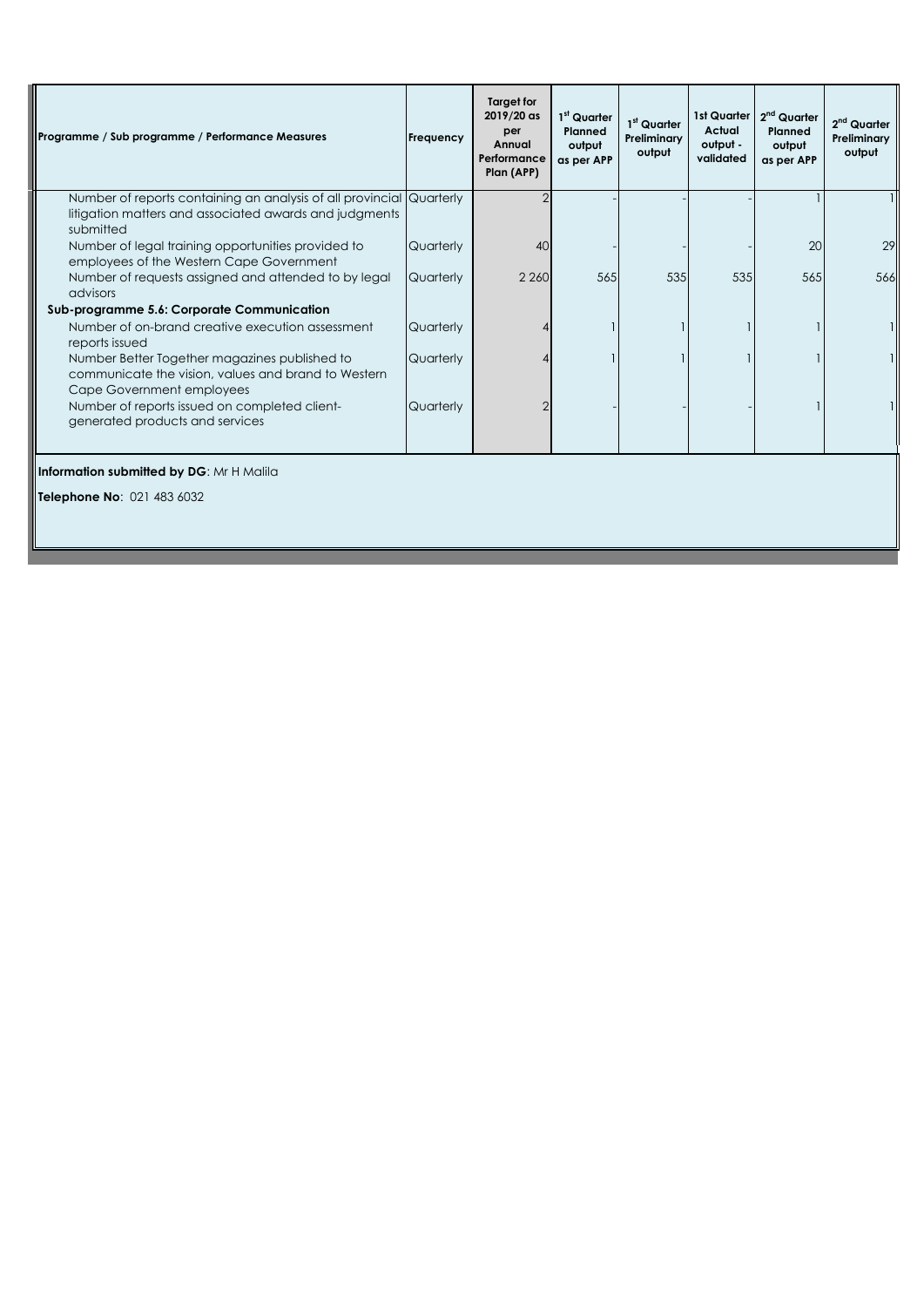| Programme / Sub programme / Performance Measures | Frequency | Target for 2019/20 as per Annual Performance Plan (APP) | 1st Quarter Planned output as per APP | 1st Quarter Preliminary output | 1st Quarter Actual output - validated | 2nd Quarter Planned output as per APP | 2nd Quarter Preliminary output |
|---|---|---|---|---|---|---|---|
| Number of reports containing an analysis of all provincial litigation matters and associated awards and judgments submitted | Quarterly | 2 | - | - | - | 1 | 1 |
| Number of legal training opportunities provided to employees of the Western Cape Government | Quarterly | 40 | - | - | - | 20 | 29 |
| Number of requests assigned and attended to by legal advisors | Quarterly | 2 260 | 565 | 535 | 535 | 565 | 566 |
| **Sub-programme 5.6: Corporate Communication** | | | | | | | |
| Number of on-brand creative execution assessment reports issued | Quarterly | 4 | 1 | 1 | 1 | 1 | 1 |
| Number Better Together magazines published to communicate the vision, values and brand to Western Cape Government employees | Quarterly | 4 | 1 | 1 | 1 | 1 | 1 |
| Number of reports issued on completed client-generated products and services | Quarterly | 2 | - | - | - | 1 | 1 |

**Information submitted by DG**: Mr H Malila

**Telephone No**: 021 483 6032